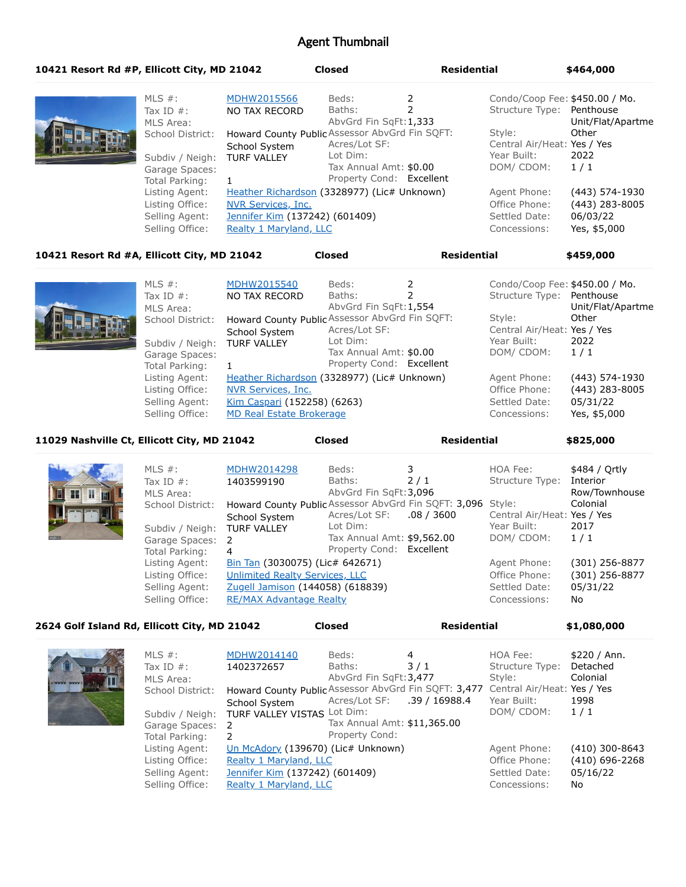# Agent Thumbnail

## 10421 Resort Rd #P, Ellicott City, MD 21042 — Closed — Residential — $464,000

| | | | | | |
|---|---|---|---|---|---|
| MLS #: | MDHW2015566 | Beds: | 2 | Condo/Coop Fee: | $450.00 / Mo. |
| Tax ID #: | NO TAX RECORD | Baths: | 2 | Structure Type: | Penthouse Unit/Flat/Apartme |
| MLS Area: | | AbvGrd Fin SqFt: | 1,333 | Style: | Other |
| School District: | Howard County Public School System | Assessor AbvGrd Fin SQFT: | | Central Air/Heat: | Yes / Yes |
| Subdiv / Neigh: | TURF VALLEY | Acres/Lot SF: | | Year Built: | 2022 |
| Garage Spaces: | | Lot Dim: | | DOM/ CDOM: | 1 / 1 |
| Total Parking: | 1 | Tax Annual Amt: | $0.00 | | |
| | | Property Cond: | Excellent | | |
| Listing Agent: | Heather Richardson (3328977) (Lic# Unknown) | | | Agent Phone: | (443) 574-1930 |
| Listing Office: | NVR Services, Inc. | | | Office Phone: | (443) 283-8005 |
| Selling Agent: | Jennifer Kim (137242) (601409) | | | Settled Date: | 06/03/22 |
| Selling Office: | Realty 1 Maryland, LLC | | | Concessions: | Yes, $5,000 |

## 10421 Resort Rd #A, Ellicott City, MD 21042 — Closed — Residential — $459,000

| | | | | | |
|---|---|---|---|---|---|
| MLS #: | MDHW2015540 | Beds: | 2 | Condo/Coop Fee: | $450.00 / Mo. |
| Tax ID #: | NO TAX RECORD | Baths: | 2 | Structure Type: | Penthouse Unit/Flat/Apartme |
| MLS Area: | | AbvGrd Fin SqFt: | 1,554 | Style: | Other |
| School District: | Howard County Public School System | Assessor AbvGrd Fin SQFT: | | Central Air/Heat: | Yes / Yes |
| Subdiv / Neigh: | TURF VALLEY | Acres/Lot SF: | | Year Built: | 2022 |
| Garage Spaces: | | Lot Dim: | | DOM/ CDOM: | 1 / 1 |
| Total Parking: | 1 | Tax Annual Amt: | $0.00 | | |
| | | Property Cond: | Excellent | | |
| Listing Agent: | Heather Richardson (3328977) (Lic# Unknown) | | | Agent Phone: | (443) 574-1930 |
| Listing Office: | NVR Services, Inc. | | | Office Phone: | (443) 283-8005 |
| Selling Agent: | Kim Caspari (152258) (6263) | | | Settled Date: | 05/31/22 |
| Selling Office: | MD Real Estate Brokerage | | | Concessions: | Yes, $5,000 |

## 11029 Nashville Ct, Ellicott City, MD 21042 — Closed — Residential — $825,000

| | | | | | |
|---|---|---|---|---|---|
| MLS #: | MDHW2014298 | Beds: | 3 | HOA Fee: | $484 / Qrtly |
| Tax ID #: | 1403599190 | Baths: | 2 / 1 | Structure Type: | Interior Row/Townhouse |
| MLS Area: | | AbvGrd Fin SqFt: | 3,096 | Style: | Colonial |
| School District: | Howard County Public School System | Assessor AbvGrd Fin SQFT: | 3,096 | Central Air/Heat: | Yes / Yes |
| Subdiv / Neigh: | TURF VALLEY | Acres/Lot SF: | .08 / 3600 | Year Built: | 2017 |
| Garage Spaces: | 2 | Lot Dim: | | DOM/ CDOM: | 1 / 1 |
| Total Parking: | 4 | Tax Annual Amt: | $9,562.00 | | |
| | | Property Cond: | Excellent | | |
| Listing Agent: | Bin Tan (3030075) (Lic# 642671) | | | Agent Phone: | (301) 256-8877 |
| Listing Office: | Unlimited Realty Services, LLC | | | Office Phone: | (301) 256-8877 |
| Selling Agent: | Zugell Jamison (144058) (618839) | | | Settled Date: | 05/31/22 |
| Selling Office: | RE/MAX Advantage Realty | | | Concessions: | No |

## 2624 Golf Island Rd, Ellicott City, MD 21042 — Closed — Residential — $1,080,000

| | | | | | |
|---|---|---|---|---|---|
| MLS #: | MDHW2014140 | Beds: | 4 | HOA Fee: | $220 / Ann. |
| Tax ID #: | 1402372657 | Baths: | 3 / 1 | Structure Type: | Detached |
| MLS Area: | | AbvGrd Fin SqFt: | 3,477 | Style: | Colonial |
| School District: | Howard County Public School System | Assessor AbvGrd Fin SQFT: | 3,477 | Central Air/Heat: | Yes / Yes |
| Subdiv / Neigh: | TURF VALLEY VISTAS | Acres/Lot SF: | .39 / 16988.4 | Year Built: | 1998 |
| Garage Spaces: | 2 | Lot Dim: | | DOM/ CDOM: | 1 / 1 |
| Total Parking: | 2 | Tax Annual Amt: | $11,365.00 | | |
| | | Property Cond: | | | |
| Listing Agent: | Un McAdory (139670) (Lic# Unknown) | | | Agent Phone: | (410) 300-8643 |
| Listing Office: | Realty 1 Maryland, LLC | | | Office Phone: | (410) 696-2268 |
| Selling Agent: | Jennifer Kim (137242) (601409) | | | Settled Date: | 05/16/22 |
| Selling Office: | Realty 1 Maryland, LLC | | | Concessions: | No |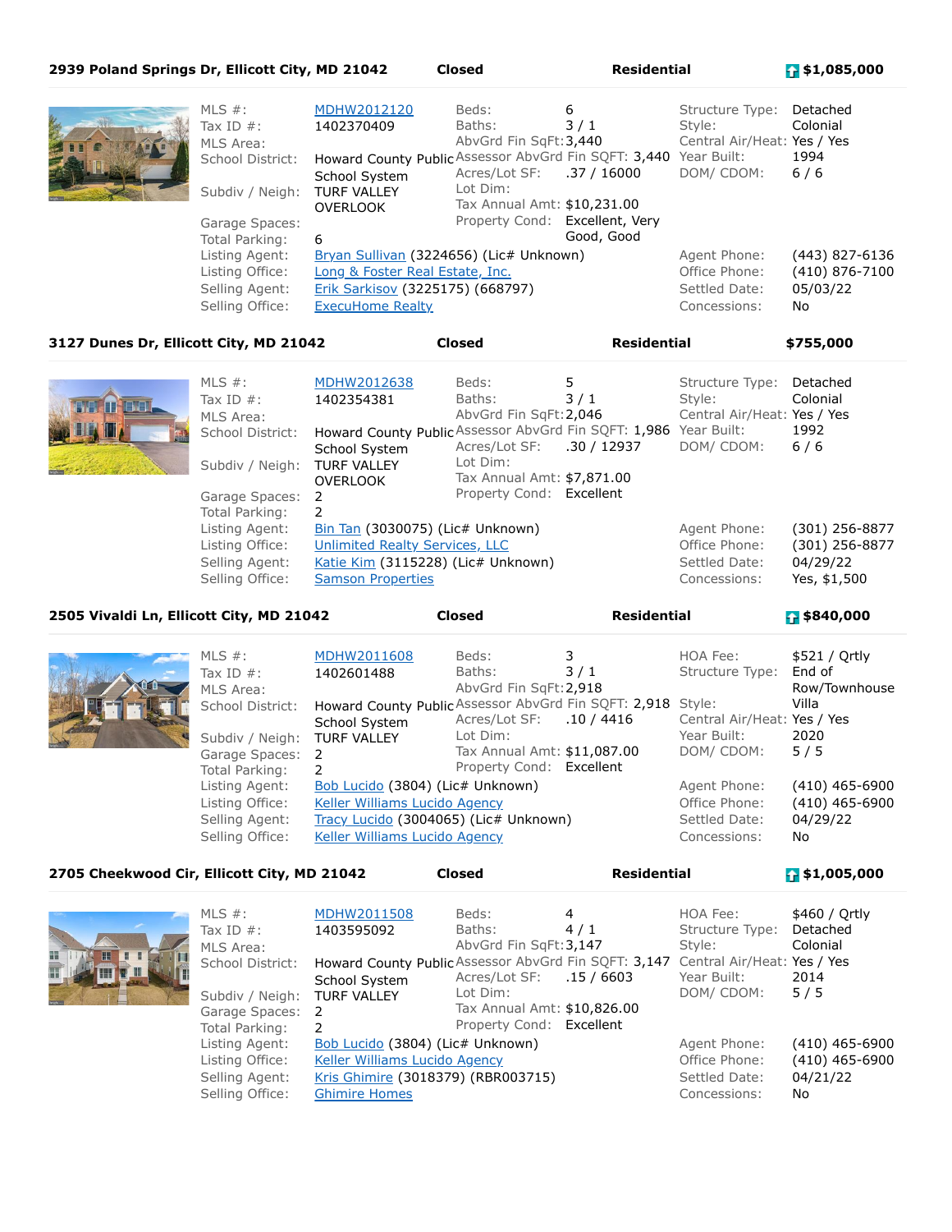## 2939 Poland Springs Dr, Ellicott City, MD 21042 — Closed — Residential — $1,085,000

| | | | | | |
|---|---|---|---|---|---|
| MLS #: | MDHW2012120 | Beds: | 6 | Structure Type: | Detached |
| Tax ID #: | 1402370409 | Baths: | 3 / 1 | Style: | Colonial |
| MLS Area: | | AbvGrd Fin SqFt: | 3,440 | Central Air/Heat: | Yes / Yes |
| School District: | Howard County Public School System | Assessor AbvGrd Fin SQFT: | 3,440 | Year Built: | 1994 |
| Subdiv / Neigh: | TURF VALLEY OVERLOOK | Acres/Lot SF: | .37 / 16000 | DOM/ CDOM: | 6 / 6 |
| Garage Spaces: | | Lot Dim: | | | |
| Total Parking: | 6 | Tax Annual Amt: | $10,231.00 | | |
| | | Property Cond: | Excellent, Very Good, Good | | |
| Listing Agent: | Bryan Sullivan (3224656) (Lic# Unknown) | | | Agent Phone: | (443) 827-6136 |
| Listing Office: | Long & Foster Real Estate, Inc. | | | Office Phone: | (410) 876-7100 |
| Selling Agent: | Erik Sarkisov (3225175) (668797) | | | Settled Date: | 05/03/22 |
| Selling Office: | ExecuHome Realty | | | Concessions: | No |

## 3127 Dunes Dr, Ellicott City, MD 21042 — Closed — Residential — $755,000

| | | | | | |
|---|---|---|---|---|---|
| MLS #: | MDHW2012638 | Beds: | 5 | Structure Type: | Detached |
| Tax ID #: | 1402354381 | Baths: | 3 / 1 | Style: | Colonial |
| MLS Area: | | AbvGrd Fin SqFt: | 2,046 | Central Air/Heat: | Yes / Yes |
| School District: | Howard County Public School System | Assessor AbvGrd Fin SQFT: | 1,986 | Year Built: | 1992 |
| Subdiv / Neigh: | TURF VALLEY OVERLOOK | Acres/Lot SF: | .30 / 12937 | DOM/ CDOM: | 6 / 6 |
| Garage Spaces: | 2 | Lot Dim: | | | |
| Total Parking: | 2 | Tax Annual Amt: | $7,871.00 | | |
| | | Property Cond: | Excellent | | |
| Listing Agent: | Bin Tan (3030075) (Lic# Unknown) | | | Agent Phone: | (301) 256-8877 |
| Listing Office: | Unlimited Realty Services, LLC | | | Office Phone: | (301) 256-8877 |
| Selling Agent: | Katie Kim (3115228) (Lic# Unknown) | | | Settled Date: | 04/29/22 |
| Selling Office: | Samson Properties | | | Concessions: | Yes, $1,500 |

## 2505 Vivaldi Ln, Ellicott City, MD 21042 — Closed — Residential — $840,000

| | | | | | |
|---|---|---|---|---|---|
| MLS #: | MDHW2011608 | Beds: | 3 | HOA Fee: | $521 / Qrtly |
| Tax ID #: | 1402601488 | Baths: | 3 / 1 | Structure Type: | End of Row/Townhouse |
| MLS Area: | | AbvGrd Fin SqFt: | 2,918 | | |
| School District: | Howard County Public School System | Assessor AbvGrd Fin SQFT: | 2,918 | Style: | Villa |
| Subdiv / Neigh: | TURF VALLEY | Acres/Lot SF: | .10 / 4416 | Central Air/Heat: | Yes / Yes |
| Garage Spaces: | 2 | Lot Dim: | | Year Built: | 2020 |
| Total Parking: | 2 | Tax Annual Amt: | $11,087.00 | DOM/ CDOM: | 5 / 5 |
| | | Property Cond: | Excellent | | |
| Listing Agent: | Bob Lucido (3804) (Lic# Unknown) | | | Agent Phone: | (410) 465-6900 |
| Listing Office: | Keller Williams Lucido Agency | | | Office Phone: | (410) 465-6900 |
| Selling Agent: | Tracy Lucido (3004065) (Lic# Unknown) | | | Settled Date: | 04/29/22 |
| Selling Office: | Keller Williams Lucido Agency | | | Concessions: | No |

## 2705 Cheekwood Cir, Ellicott City, MD 21042 — Closed — Residential — $1,005,000

| | | | | | |
|---|---|---|---|---|---|
| MLS #: | MDHW2011508 | Beds: | 4 | HOA Fee: | $460 / Qrtly |
| Tax ID #: | 1403595092 | Baths: | 4 / 1 | Structure Type: | Detached |
| MLS Area: | | AbvGrd Fin SqFt: | 3,147 | Style: | Colonial |
| School District: | Howard County Public School System | Assessor AbvGrd Fin SQFT: | 3,147 | Central Air/Heat: | Yes / Yes |
| Subdiv / Neigh: | TURF VALLEY | Acres/Lot SF: | .15 / 6603 | Year Built: | 2014 |
| Garage Spaces: | 2 | Lot Dim: | | DOM/ CDOM: | 5 / 5 |
| Total Parking: | 2 | Tax Annual Amt: | $10,826.00 | | |
| | | Property Cond: | Excellent | | |
| Listing Agent: | Bob Lucido (3804) (Lic# Unknown) | | | Agent Phone: | (410) 465-6900 |
| Listing Office: | Keller Williams Lucido Agency | | | Office Phone: | (410) 465-6900 |
| Selling Agent: | Kris Ghimire (3018379) (RBR003715) | | | Settled Date: | 04/21/22 |
| Selling Office: | Ghimire Homes | | | Concessions: | No |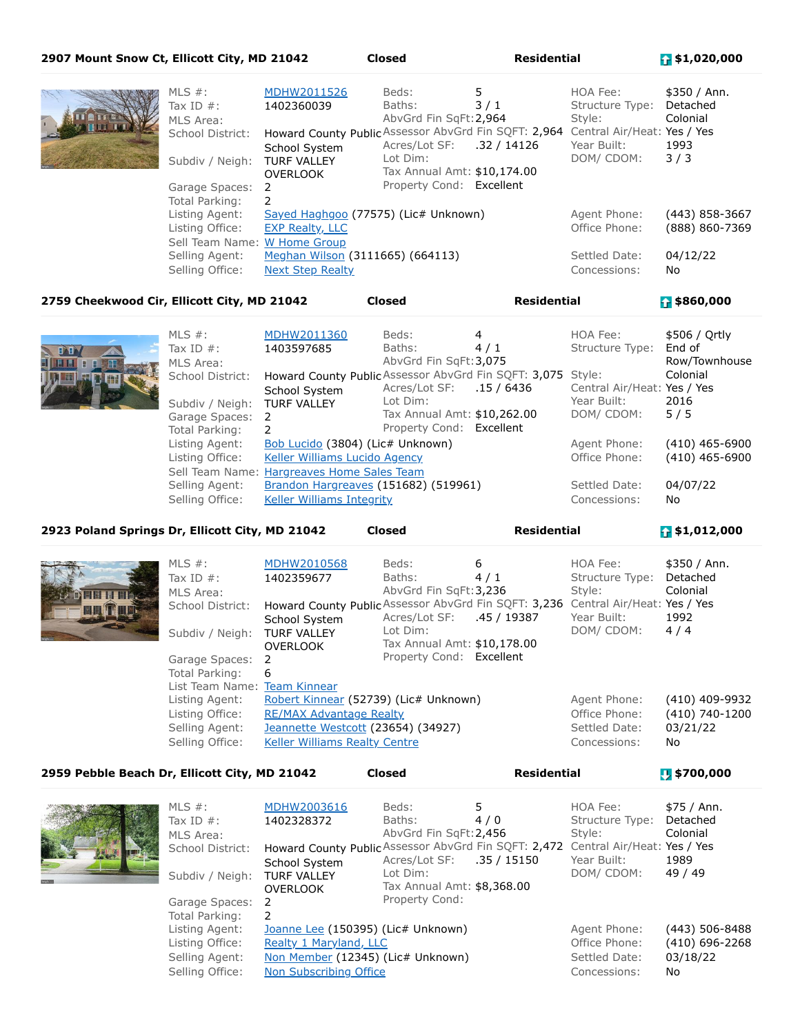**2907 Mount Snow Ct, Ellicott City, MD 21042** | **Closed** | **Residential** | **$1,020,000**

| | | | | | |
|---|---|---|---|---|---|
| MLS #: | MDHW2011526 | Beds: | 5 | HOA Fee: | $350 / Ann. |
| Tax ID #: | 1402360039 | Baths: | 3 / 1 | Structure Type: | Detached |
| MLS Area: | | AbvGrd Fin SqFt: | 2,964 | Style: | Colonial |
| School District: | Howard County Public School System | Assessor AbvGrd Fin SQFT: | 2,964 | Central Air/Heat: | Yes / Yes |
| Subdiv / Neigh: | TURF VALLEY OVERLOOK | Acres/Lot SF: | .32 / 14126 | Year Built: | 1993 |
| | | Lot Dim: | | DOM/ CDOM: | 3 / 3 |
| | | Tax Annual Amt: | $10,174.00 | | |
| Garage Spaces: | 2 | Property Cond: | Excellent | | |
| Total Parking: | 2 | | | | |
| Listing Agent: | Sayed Haghgoo (77575) (Lic# Unknown) | | | Agent Phone: | (443) 858-3667 |
| Listing Office: | EXP Realty, LLC | | | Office Phone: | (888) 860-7369 |
| Sell Team Name: | W Home Group | | | | |
| Selling Agent: | Meghan Wilson (3111665) (664113) | | | Settled Date: | 04/12/22 |
| Selling Office: | Next Step Realty | | | Concessions: | No |

**2759 Cheekwood Cir, Ellicott City, MD 21042** | **Closed** | **Residential** | **$860,000**

| | | | | | |
|---|---|---|---|---|---|
| MLS #: | MDHW2011360 | Beds: | 4 | HOA Fee: | $506 / Qrtly |
| Tax ID #: | 1403597685 | Baths: | 4 / 1 | Structure Type: | End of Row/Townhouse |
| MLS Area: | | AbvGrd Fin SqFt: | 3,075 | | |
| School District: | Howard County Public School System | Assessor AbvGrd Fin SQFT: | 3,075 | Style: | Colonial |
| | | Acres/Lot SF: | .15 / 6436 | Central Air/Heat: | Yes / Yes |
| Subdiv / Neigh: | TURF VALLEY | Lot Dim: | | Year Built: | 2016 |
| Garage Spaces: | 2 | Tax Annual Amt: | $10,262.00 | DOM/ CDOM: | 5 / 5 |
| Total Parking: | 2 | Property Cond: | Excellent | | |
| Listing Agent: | Bob Lucido (3804) (Lic# Unknown) | | | Agent Phone: | (410) 465-6900 |
| Listing Office: | Keller Williams Lucido Agency | | | Office Phone: | (410) 465-6900 |
| Sell Team Name: | Hargreaves Home Sales Team | | | | |
| Selling Agent: | Brandon Hargreaves (151682) (519961) | | | Settled Date: | 04/07/22 |
| Selling Office: | Keller Williams Integrity | | | Concessions: | No |

**2923 Poland Springs Dr, Ellicott City, MD 21042** | **Closed** | **Residential** | **$1,012,000**

| | | | | | |
|---|---|---|---|---|---|
| MLS #: | MDHW2010568 | Beds: | 6 | HOA Fee: | $350 / Ann. |
| Tax ID #: | 1402359677 | Baths: | 4 / 1 | Structure Type: | Detached |
| MLS Area: | | AbvGrd Fin SqFt: | 3,236 | Style: | Colonial |
| School District: | Howard County Public School System | Assessor AbvGrd Fin SQFT: | 3,236 | Central Air/Heat: | Yes / Yes |
| Subdiv / Neigh: | TURF VALLEY OVERLOOK | Acres/Lot SF: | .45 / 19387 | Year Built: | 1992 |
| | | Lot Dim: | | DOM/ CDOM: | 4 / 4 |
| | | Tax Annual Amt: | $10,178.00 | | |
| Garage Spaces: | 2 | Property Cond: | Excellent | | |
| Total Parking: | 6 | | | | |
| List Team Name: | Team Kinnear | | | | |
| Listing Agent: | Robert Kinnear (52739) (Lic# Unknown) | | | Agent Phone: | (410) 409-9932 |
| Listing Office: | RE/MAX Advantage Realty | | | Office Phone: | (410) 740-1200 |
| Selling Agent: | Jeannette Westcott (23654) (34927) | | | Settled Date: | 03/21/22 |
| Selling Office: | Keller Williams Realty Centre | | | Concessions: | No |

**2959 Pebble Beach Dr, Ellicott City, MD 21042** | **Closed** | **Residential** | **$700,000**

| | | | | | |
|---|---|---|---|---|---|
| MLS #: | MDHW2003616 | Beds: | 5 | HOA Fee: | $75 / Ann. |
| Tax ID #: | 1402328372 | Baths: | 4 / 0 | Structure Type: | Detached |
| MLS Area: | | AbvGrd Fin SqFt: | 2,456 | Style: | Colonial |
| School District: | Howard County Public School System | Assessor AbvGrd Fin SQFT: | 2,472 | Central Air/Heat: | Yes / Yes |
| Subdiv / Neigh: | TURF VALLEY OVERLOOK | Acres/Lot SF: | .35 / 15150 | Year Built: | 1989 |
| | | Lot Dim: | | DOM/ CDOM: | 49 / 49 |
| | | Tax Annual Amt: | $8,368.00 | | |
| Garage Spaces: | 2 | Property Cond: | | | |
| Total Parking: | 2 | | | | |
| Listing Agent: | Joanne Lee (150395) (Lic# Unknown) | | | Agent Phone: | (443) 506-8488 |
| Listing Office: | Realty 1 Maryland, LLC | | | Office Phone: | (410) 696-2268 |
| Selling Agent: | Non Member (12345) (Lic# Unknown) | | | Settled Date: | 03/18/22 |
| Selling Office: | Non Subscribing Office | | | Concessions: | No |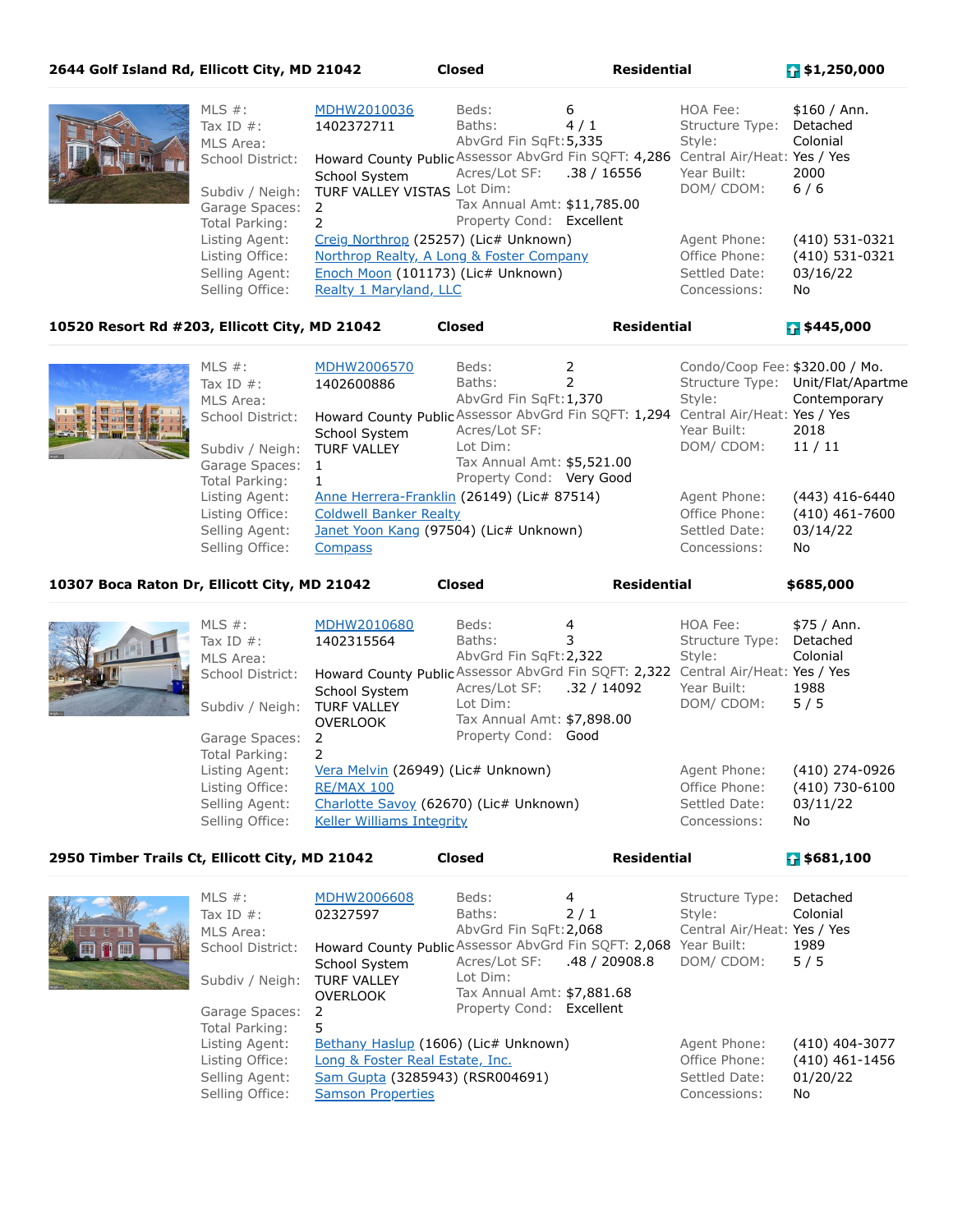**2644 Golf Island Rd, Ellicott City, MD 21042** | **Closed** | **Residential** | **$1,250,000**

| | | | | | |
|---|---|---|---|---|---|
| MLS #: | MDHW2010036 | Beds: | 6 | HOA Fee: | $160 / Ann. |
| Tax ID #: | 1402372711 | Baths: | 4 / 1 | Structure Type: | Detached |
| MLS Area: | | AbvGrd Fin SqFt: | 5,335 | Style: | Colonial |
| School District: | Howard County Public School System | Assessor AbvGrd Fin SQFT: | 4,286 | Central Air/Heat: | Yes / Yes |
| Subdiv / Neigh: | TURF VALLEY VISTAS | Acres/Lot SF: | .38 / 16556 | Year Built: | 2000 |
| Garage Spaces: | 2 | Lot Dim: | | DOM/ CDOM: | 6 / 6 |
| Total Parking: | 2 | Tax Annual Amt: | $11,785.00 | | |
| | | Property Cond: | Excellent | | |
| Listing Agent: | Creig Northrop (25257) (Lic# Unknown) | | | Agent Phone: | (410) 531-0321 |
| Listing Office: | Northrop Realty, A Long & Foster Company | | | Office Phone: | (410) 531-0321 |
| Selling Agent: | Enoch Moon (101173) (Lic# Unknown) | | | Settled Date: | 03/16/22 |
| Selling Office: | Realty 1 Maryland, LLC | | | Concessions: | No |

**10520 Resort Rd #203, Ellicott City, MD 21042** | **Closed** | **Residential** | **$445,000**

| | | | | | |
|---|---|---|---|---|---|
| MLS #: | MDHW2006570 | Beds: | 2 | Condo/Coop Fee: | $320.00 / Mo. |
| Tax ID #: | 1402600886 | Baths: | 2 | Structure Type: | Unit/Flat/Apartme |
| MLS Area: | | AbvGrd Fin SqFt: | 1,370 | Style: | Contemporary |
| School District: | Howard County Public School System | Assessor AbvGrd Fin SQFT: | 1,294 | Central Air/Heat: | Yes / Yes |
| Subdiv / Neigh: | TURF VALLEY | Acres/Lot SF: | | Year Built: | 2018 |
| Garage Spaces: | 1 | Lot Dim: | | DOM/ CDOM: | 11 / 11 |
| Total Parking: | 1 | Tax Annual Amt: | $5,521.00 | | |
| | | Property Cond: | Very Good | | |
| Listing Agent: | Anne Herrera-Franklin (26149) (Lic# 87514) | | | Agent Phone: | (443) 416-6440 |
| Listing Office: | Coldwell Banker Realty | | | Office Phone: | (410) 461-7600 |
| Selling Agent: | Janet Yoon Kang (97504) (Lic# Unknown) | | | Settled Date: | 03/14/22 |
| Selling Office: | Compass | | | Concessions: | No |

**10307 Boca Raton Dr, Ellicott City, MD 21042** | **Closed** | **Residential** | **$685,000**

| | | | | | |
|---|---|---|---|---|---|
| MLS #: | MDHW2010680 | Beds: | 4 | HOA Fee: | $75 / Ann. |
| Tax ID #: | 1402315564 | Baths: | 3 | Structure Type: | Detached |
| MLS Area: | | AbvGrd Fin SqFt: | 2,322 | Style: | Colonial |
| School District: | Howard County Public School System | Assessor AbvGrd Fin SQFT: | 2,322 | Central Air/Heat: | Yes / Yes |
| Subdiv / Neigh: | TURF VALLEY OVERLOOK | Acres/Lot SF: | .32 / 14092 | Year Built: | 1988 |
| Garage Spaces: | 2 | Lot Dim: | | DOM/ CDOM: | 5 / 5 |
| Total Parking: | 2 | Tax Annual Amt: | $7,898.00 | | |
| | | Property Cond: | Good | | |
| Listing Agent: | Vera Melvin (26949) (Lic# Unknown) | | | Agent Phone: | (410) 274-0926 |
| Listing Office: | RE/MAX 100 | | | Office Phone: | (410) 730-6100 |
| Selling Agent: | Charlotte Savoy (62670) (Lic# Unknown) | | | Settled Date: | 03/11/22 |
| Selling Office: | Keller Williams Integrity | | | Concessions: | No |

**2950 Timber Trails Ct, Ellicott City, MD 21042** | **Closed** | **Residential** | **$681,100**

| | | | | | |
|---|---|---|---|---|---|
| MLS #: | MDHW2006608 | Beds: | 4 | Structure Type: | Detached |
| Tax ID #: | 02327597 | Baths: | 2 / 1 | Style: | Colonial |
| MLS Area: | | AbvGrd Fin SqFt: | 2,068 | Central Air/Heat: | Yes / Yes |
| School District: | Howard County Public School System | Assessor AbvGrd Fin SQFT: | 2,068 | Year Built: | 1989 |
| Subdiv / Neigh: | TURF VALLEY OVERLOOK | Acres/Lot SF: | .48 / 20908.8 | DOM/ CDOM: | 5 / 5 |
| Garage Spaces: | 2 | Lot Dim: | | | |
| Total Parking: | 5 | Tax Annual Amt: | $7,881.68 | | |
| | | Property Cond: | Excellent | | |
| Listing Agent: | Bethany Haslup (1606) (Lic# Unknown) | | | Agent Phone: | (410) 404-3077 |
| Listing Office: | Long & Foster Real Estate, Inc. | | | Office Phone: | (410) 461-1456 |
| Selling Agent: | Sam Gupta (3285943) (RSR004691) | | | Settled Date: | 01/20/22 |
| Selling Office: | Samson Properties | | | Concessions: | No |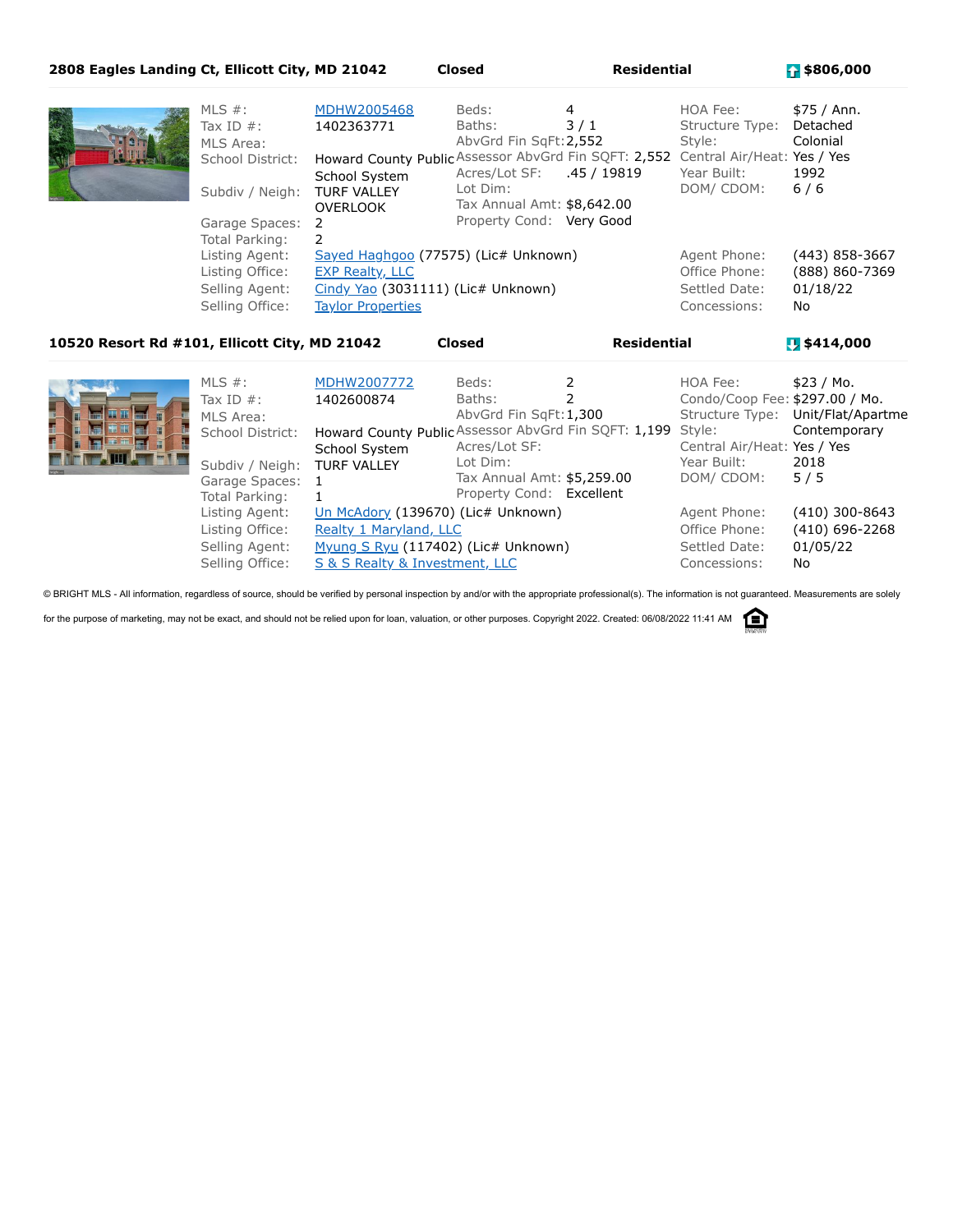**2808 Eagles Landing Ct, Ellicott City, MD 21042** | **Closed** | **Residential** | **$806,000**

| | | | | | |
|---|---|---|---|---|---|
| MLS #: | MDHW2005468 | Beds: | 4 | HOA Fee: | $75 / Ann. |
| Tax ID #: | 1402363771 | Baths: | 3 / 1 | Structure Type: | Detached |
| MLS Area: | | AbvGrd Fin SqFt: | 2,552 | Style: | Colonial |
| School District: | Howard County Public School System | Assessor AbvGrd Fin SQFT: | 2,552 | Central Air/Heat: | Yes / Yes |
| Subdiv / Neigh: | TURF VALLEY OVERLOOK | Acres/Lot SF: | .45 / 19819 | Year Built: | 1992 |
| | | Lot Dim: | | DOM/ CDOM: | 6 / 6 |
| | | Tax Annual Amt: | $8,642.00 | | |
| Garage Spaces: | 2 | Property Cond: | Very Good | | |
| Total Parking: | 2 | | | | |
| Listing Agent: | Sayed Haghgoo (77575) (Lic# Unknown) | | | Agent Phone: | (443) 858-3667 |
| Listing Office: | EXP Realty, LLC | | | Office Phone: | (888) 860-7369 |
| Selling Agent: | Cindy Yao (3031111) (Lic# Unknown) | | | Settled Date: | 01/18/22 |
| Selling Office: | Taylor Properties | | | Concessions: | No |

**10520 Resort Rd #101, Ellicott City, MD 21042** | **Closed** | **Residential** | **$414,000**

| | | | | | |
|---|---|---|---|---|---|
| MLS #: | MDHW2007772 | Beds: | 2 | HOA Fee: | $23 / Mo. |
| Tax ID #: | 1402600874 | Baths: | 2 | Condo/Coop Fee: | $297.00 / Mo. |
| MLS Area: | | AbvGrd Fin SqFt: | 1,300 | Structure Type: | Unit/Flat/Apartme |
| School District: | Howard County Public School System | Assessor AbvGrd Fin SQFT: | 1,199 | Style: | Contemporary |
| Subdiv / Neigh: | TURF VALLEY | Acres/Lot SF: | | Central Air/Heat: | Yes / Yes |
| Garage Spaces: | 1 | Lot Dim: | | Year Built: | 2018 |
| Total Parking: | 1 | Tax Annual Amt: | $5,259.00 | DOM/ CDOM: | 5 / 5 |
| | | Property Cond: | Excellent | | |
| Listing Agent: | Un McAdory (139670) (Lic# Unknown) | | | Agent Phone: | (410) 300-8643 |
| Listing Office: | Realty 1 Maryland, LLC | | | Office Phone: | (410) 696-2268 |
| Selling Agent: | Myung S Ryu (117402) (Lic# Unknown) | | | Settled Date: | 01/05/22 |
| Selling Office: | S & S Realty & Investment, LLC | | | Concessions: | No |

© BRIGHT MLS - All information, regardless of source, should be verified by personal inspection by and/or with the appropriate professional(s). The information is not guaranteed. Measurements are solely for the purpose of marketing, may not be exact, and should not be relied upon for loan, valuation, or other purposes. Copyright 2022. Created: 06/08/2022 11:41 AM